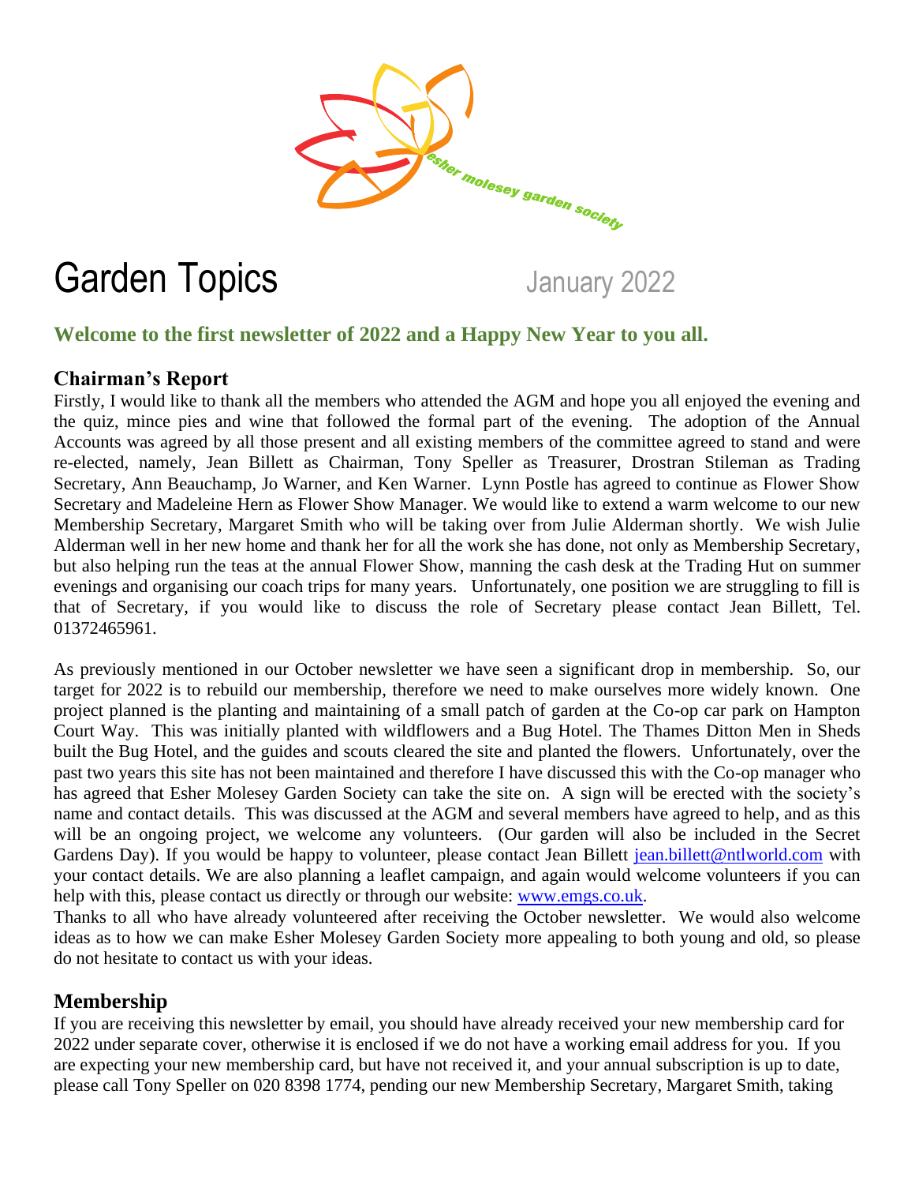esher molesey garden society

# Garden Topics

January 2022

**Welcome to the first newsletter of 2022 and a Happy New Year to you all.**

## Chairman's Report

Firstly, I would like to thank all the members who attended the AGM and hope you all enjoyed the evening and the quiz, mince pies and wine that followed the formal part of the evening. The adoption of the Annual Accounts was agreed by all those present and all existing members of the committee agreed to stand and were re-elected, namely, Jean Billett as Chairman, Tony Speller as Treasurer, Drostran Stileman as Trading Secretary, Ann Beauchamp, Jo Warner, and Ken Warner. Lynn Postle has agreed to continue as Flower Show Secretary and Madeleine Hern as Flower Show Manager. We would like to extend a warm welcome to our new Membership Secretary, Margaret Smith who will be taking over from Julie Alderman shortly. We wish Julie Alderman well in her new home and thank her for all the work she has done, not only as Membership Secretary, but also helping run the teas at the annual Flower Show, manning the cash desk at the Trading Hut on summer evenings and organising our coach trips for many years. Unfortunately, one position we are struggling to fill is that of Secretary, if you would like to discuss the role of Secretary please contact Jean Billett, Tel. 01372465961.

As previously mentioned in our October newsletter we have seen a significant drop in membership. So, our target for 2022 is to rebuild our membership, therefore we need to make ourselves more widely known. One project planned is the planting and maintaining of a small patch of garden at the Co-op car park on Hampton Court Way. This was initially planted with wildflowers and a Bug Hotel. The Thames Ditton Men in Sheds built the Bug Hotel, and the guides and scouts cleared the site and planted the flowers. Unfortunately, over the past two years this site has not been maintained and therefore I have discussed this with the Co-op manager who has agreed that Esher Molesey Garden Society can take the site on. A sign will be erected with the society's name and contact details. This was discussed at the AGM and several members have agreed to help, and as this will be an ongoing project, we welcome any volunteers. (Our garden will also be included in the Secret Gardens Day). If you would be happy to volunteer, please contact Jean Billett jean.billett@ntlworld.com with your contact details. We are also planning a leaflet campaign, and again would welcome volunteers if you can help with this, please contact us directly or through our website: www.emgs.co.uk.

Thanks to all who have already volunteered after receiving the October newsletter. We would also welcome ideas as to how we can make Esher Molesey Garden Society more appealing to both young and old, so please do not hesitate to contact us with your ideas.

## Membership

If you are receiving this newsletter by email, you should have already received your new membership card for 2022 under separate cover, otherwise it is enclosed if we do not have a working email address for you. If you are expecting your new membership card, but have not received it, and your annual subscription is up to date, please call Tony Speller on 020 8398 1774, pending our new Membership Secretary, Margaret Smith, taking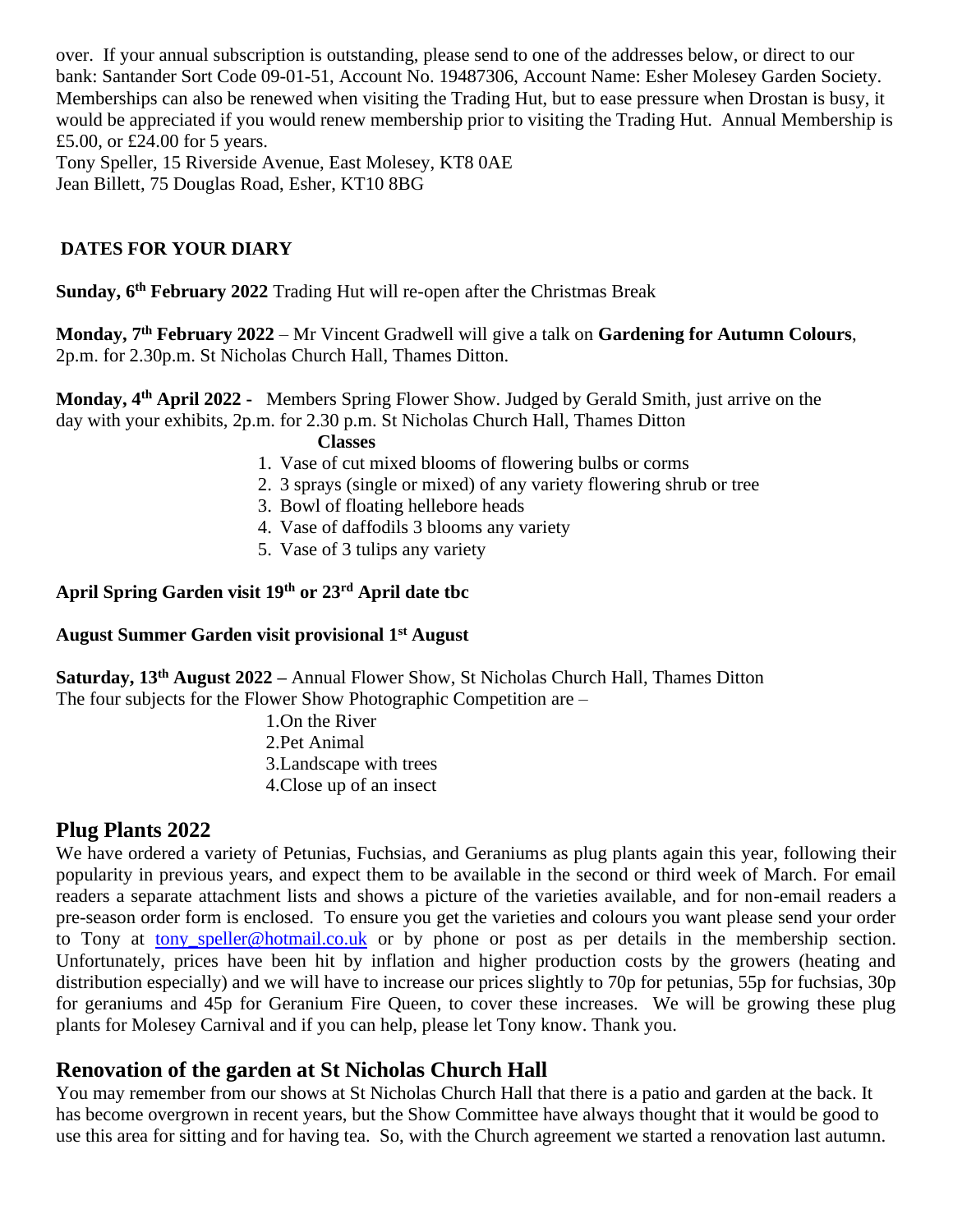over. If your annual subscription is outstanding, please send to one of the addresses below, or direct to our bank: Santander Sort Code 09-01-51, Account No. 19487306, Account Name: Esher Molesey Garden Society. Memberships can also be renewed when visiting the Trading Hut, but to ease pressure when Drostan is busy, it would be appreciated if you would renew membership prior to visiting the Trading Hut. Annual Membership is £5.00, or £24.00 for 5 years.

Tony Speller, 15 Riverside Avenue, East Molesey, KT8 0AE
Jean Billett, 75 Douglas Road, Esher, KT10 8BG

**DATES FOR YOUR DIARY**

**Sunday, 6th February 2022** Trading Hut will re-open after the Christmas Break

**Monday, 7th February 2022** – Mr Vincent Gradwell will give a talk on **Gardening for Autumn Colours**, 2p.m. for 2.30p.m. St Nicholas Church Hall, Thames Ditton.

**Monday, 4th April 2022 -** Members Spring Flower Show. Judged by Gerald Smith, just arrive on the day with your exhibits, 2p.m. for 2.30 p.m. St Nicholas Church Hall, Thames Ditton

**Classes**

1. Vase of cut mixed blooms of flowering bulbs or corms
2. 3 sprays (single or mixed) of any variety flowering shrub or tree
3. Bowl of floating hellebore heads
4. Vase of daffodils 3 blooms any variety
5. Vase of 3 tulips any variety

**April Spring Garden visit 19th or 23rd April date tbc**

**August Summer Garden visit provisional 1st August**

**Saturday, 13th August 2022 –** Annual Flower Show, St Nicholas Church Hall, Thames Ditton
The four subjects for the Flower Show Photographic Competition are –

1. On the River
2. Pet Animal
3. Landscape with trees
4. Close up of an insect

## Plug Plants 2022

We have ordered a variety of Petunias, Fuchsias, and Geraniums as plug plants again this year, following their popularity in previous years, and expect them to be available in the second or third week of March. For email readers a separate attachment lists and shows a picture of the varieties available, and for non-email readers a pre-season order form is enclosed. To ensure you get the varieties and colours you want please send your order to Tony at tony_speller@hotmail.co.uk or by phone or post as per details in the membership section. Unfortunately, prices have been hit by inflation and higher production costs by the growers (heating and distribution especially) and we will have to increase our prices slightly to 70p for petunias, 55p for fuchsias, 30p for geraniums and 45p for Geranium Fire Queen, to cover these increases. We will be growing these plug plants for Molesey Carnival and if you can help, please let Tony know. Thank you.

## Renovation of the garden at St Nicholas Church Hall

You may remember from our shows at St Nicholas Church Hall that there is a patio and garden at the back. It has become overgrown in recent years, but the Show Committee have always thought that it would be good to use this area for sitting and for having tea. So, with the Church agreement we started a renovation last autumn.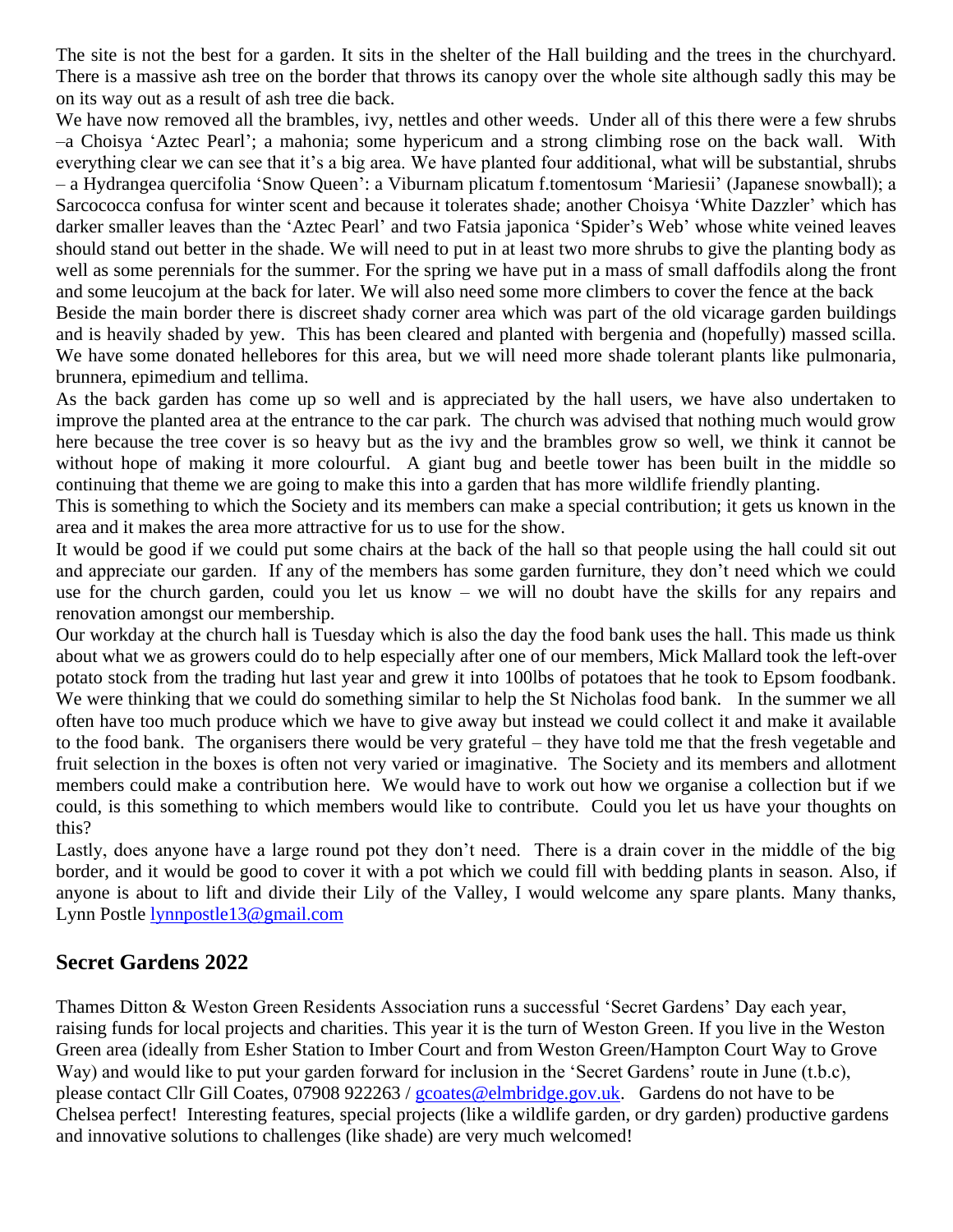The site is not the best for a garden. It sits in the shelter of the Hall building and the trees in the churchyard. There is a massive ash tree on the border that throws its canopy over the whole site although sadly this may be on its way out as a result of ash tree die back.

We have now removed all the brambles, ivy, nettles and other weeds. Under all of this there were a few shrubs –a Choisya 'Aztec Pearl'; a mahonia; some hypericum and a strong climbing rose on the back wall. With everything clear we can see that it's a big area. We have planted four additional, what will be substantial, shrubs – a Hydrangea quercifolia 'Snow Queen': a Viburnam plicatum f.tomentosum 'Mariesii' (Japanese snowball); a Sarcococca confusa for winter scent and because it tolerates shade; another Choisya 'White Dazzler' which has darker smaller leaves than the 'Aztec Pearl' and two Fatsia japonica 'Spider's Web' whose white veined leaves should stand out better in the shade. We will need to put in at least two more shrubs to give the planting body as well as some perennials for the summer. For the spring we have put in a mass of small daffodils along the front and some leucojum at the back for later. We will also need some more climbers to cover the fence at the back

Beside the main border there is discreet shady corner area which was part of the old vicarage garden buildings and is heavily shaded by yew. This has been cleared and planted with bergenia and (hopefully) massed scilla. We have some donated hellebores for this area, but we will need more shade tolerant plants like pulmonaria, brunnera, epimedium and tellima.

As the back garden has come up so well and is appreciated by the hall users, we have also undertaken to improve the planted area at the entrance to the car park. The church was advised that nothing much would grow here because the tree cover is so heavy but as the ivy and the brambles grow so well, we think it cannot be without hope of making it more colourful. A giant bug and beetle tower has been built in the middle so continuing that theme we are going to make this into a garden that has more wildlife friendly planting.

This is something to which the Society and its members can make a special contribution; it gets us known in the area and it makes the area more attractive for us to use for the show.

It would be good if we could put some chairs at the back of the hall so that people using the hall could sit out and appreciate our garden. If any of the members has some garden furniture, they don't need which we could use for the church garden, could you let us know – we will no doubt have the skills for any repairs and renovation amongst our membership.

Our workday at the church hall is Tuesday which is also the day the food bank uses the hall. This made us think about what we as growers could do to help especially after one of our members, Mick Mallard took the left-over potato stock from the trading hut last year and grew it into 100lbs of potatoes that he took to Epsom foodbank. We were thinking that we could do something similar to help the St Nicholas food bank. In the summer we all often have too much produce which we have to give away but instead we could collect it and make it available to the food bank. The organisers there would be very grateful – they have told me that the fresh vegetable and fruit selection in the boxes is often not very varied or imaginative. The Society and its members and allotment members could make a contribution here. We would have to work out how we organise a collection but if we could, is this something to which members would like to contribute. Could you let us have your thoughts on this?

Lastly, does anyone have a large round pot they don't need. There is a drain cover in the middle of the big border, and it would be good to cover it with a pot which we could fill with bedding plants in season. Also, if anyone is about to lift and divide their Lily of the Valley, I would welcome any spare plants. Many thanks, Lynn Postle lynnpostle13@gmail.com

## Secret Gardens 2022

Thames Ditton & Weston Green Residents Association runs a successful 'Secret Gardens' Day each year, raising funds for local projects and charities. This year it is the turn of Weston Green. If you live in the Weston Green area (ideally from Esher Station to Imber Court and from Weston Green/Hampton Court Way to Grove Way) and would like to put your garden forward for inclusion in the 'Secret Gardens' route in June (t.b.c), please contact Cllr Gill Coates, 07908 922263 / gcoates@elmbridge.gov.uk. Gardens do not have to be Chelsea perfect! Interesting features, special projects (like a wildlife garden, or dry garden) productive gardens and innovative solutions to challenges (like shade) are very much welcomed!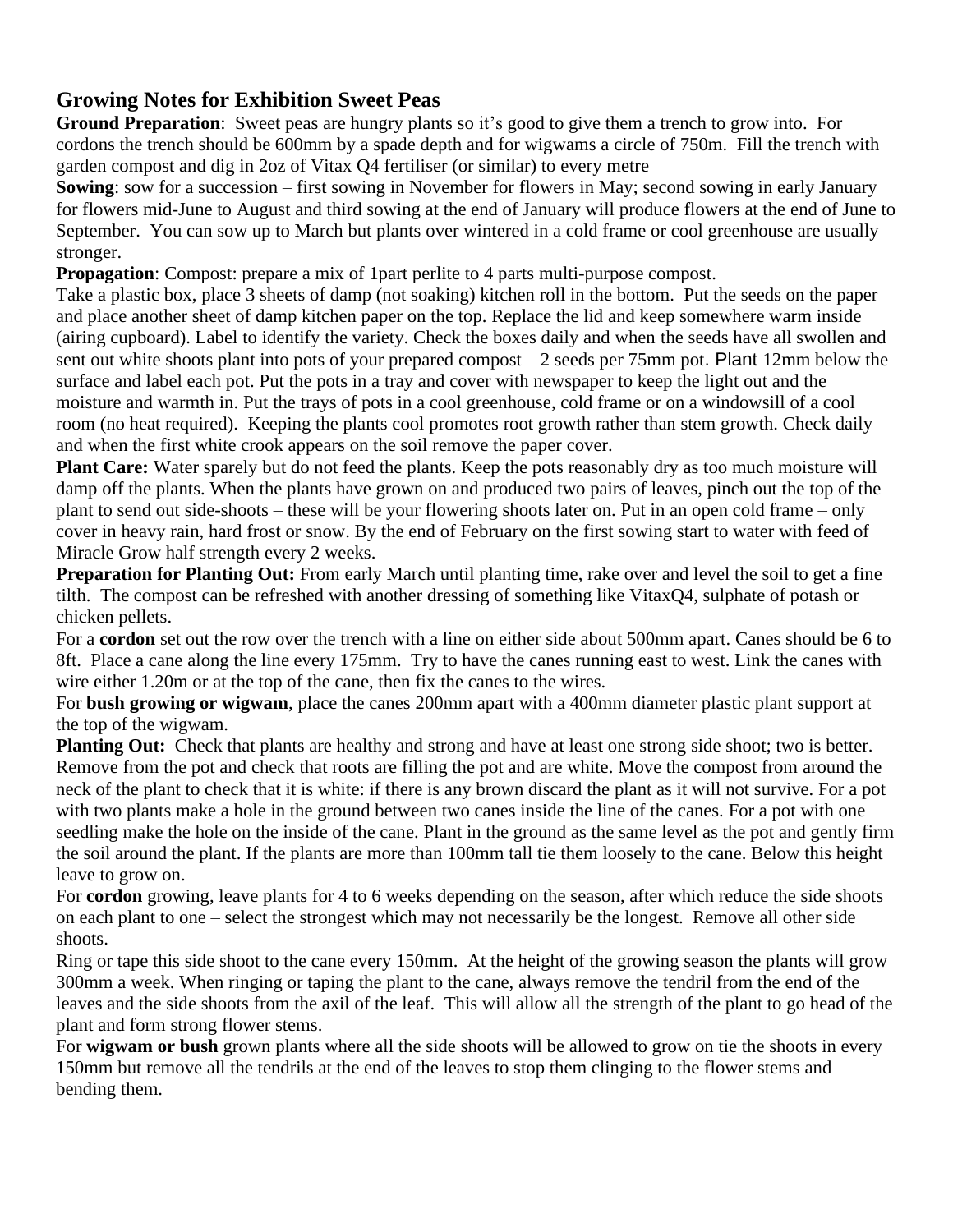## Growing Notes for Exhibition Sweet Peas

**Ground Preparation**: Sweet peas are hungry plants so it's good to give them a trench to grow into. For cordons the trench should be 600mm by a spade depth and for wigwams a circle of 750m. Fill the trench with garden compost and dig in 2oz of Vitax Q4 fertiliser (or similar) to every metre

**Sowing**: sow for a succession – first sowing in November for flowers in May; second sowing in early January for flowers mid-June to August and third sowing at the end of January will produce flowers at the end of June to September. You can sow up to March but plants over wintered in a cold frame or cool greenhouse are usually stronger.

**Propagation**: Compost: prepare a mix of 1part perlite to 4 parts multi-purpose compost.

Take a plastic box, place 3 sheets of damp (not soaking) kitchen roll in the bottom. Put the seeds on the paper and place another sheet of damp kitchen paper on the top. Replace the lid and keep somewhere warm inside (airing cupboard). Label to identify the variety. Check the boxes daily and when the seeds have all swollen and sent out white shoots plant into pots of your prepared compost – 2 seeds per 75mm pot. Plant 12mm below the surface and label each pot. Put the pots in a tray and cover with newspaper to keep the light out and the moisture and warmth in. Put the trays of pots in a cool greenhouse, cold frame or on a windowsill of a cool room (no heat required). Keeping the plants cool promotes root growth rather than stem growth. Check daily and when the first white crook appears on the soil remove the paper cover.

**Plant Care:** Water sparely but do not feed the plants. Keep the pots reasonably dry as too much moisture will damp off the plants. When the plants have grown on and produced two pairs of leaves, pinch out the top of the plant to send out side-shoots – these will be your flowering shoots later on. Put in an open cold frame – only cover in heavy rain, hard frost or snow. By the end of February on the first sowing start to water with feed of Miracle Grow half strength every 2 weeks.

**Preparation for Planting Out:** From early March until planting time, rake over and level the soil to get a fine tilth. The compost can be refreshed with another dressing of something like VitaxQ4, sulphate of potash or chicken pellets.

For a **cordon** set out the row over the trench with a line on either side about 500mm apart. Canes should be 6 to 8ft. Place a cane along the line every 175mm. Try to have the canes running east to west. Link the canes with wire either 1.20m or at the top of the cane, then fix the canes to the wires.

For **bush growing or wigwam**, place the canes 200mm apart with a 400mm diameter plastic plant support at the top of the wigwam.

**Planting Out:** Check that plants are healthy and strong and have at least one strong side shoot; two is better. Remove from the pot and check that roots are filling the pot and are white. Move the compost from around the neck of the plant to check that it is white: if there is any brown discard the plant as it will not survive. For a pot with two plants make a hole in the ground between two canes inside the line of the canes. For a pot with one seedling make the hole on the inside of the cane. Plant in the ground as the same level as the pot and gently firm the soil around the plant. If the plants are more than 100mm tall tie them loosely to the cane. Below this height leave to grow on.

For **cordon** growing, leave plants for 4 to 6 weeks depending on the season, after which reduce the side shoots on each plant to one – select the strongest which may not necessarily be the longest. Remove all other side shoots.

Ring or tape this side shoot to the cane every 150mm. At the height of the growing season the plants will grow 300mm a week. When ringing or taping the plant to the cane, always remove the tendril from the end of the leaves and the side shoots from the axil of the leaf. This will allow all the strength of the plant to go head of the plant and form strong flower stems.

For **wigwam or bush** grown plants where all the side shoots will be allowed to grow on tie the shoots in every 150mm but remove all the tendrils at the end of the leaves to stop them clinging to the flower stems and bending them.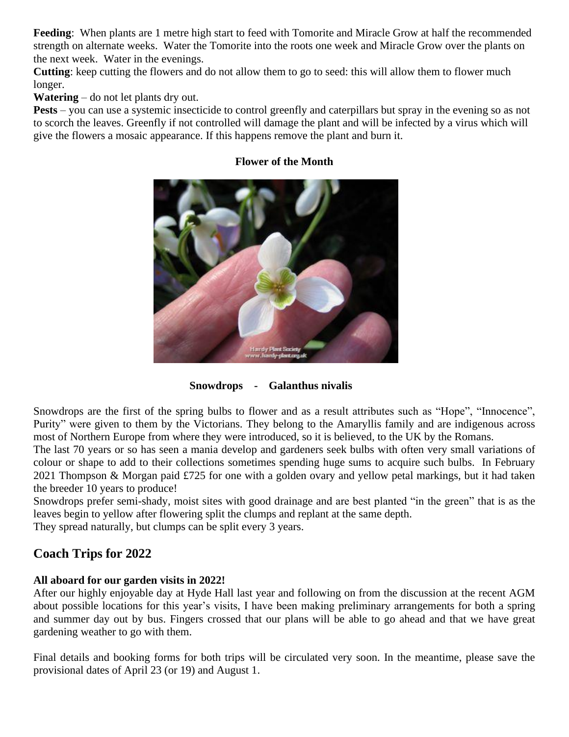**Feeding**: When plants are 1 metre high start to feed with Tomorite and Miracle Grow at half the recommended strength on alternate weeks. Water the Tomorite into the roots one week and Miracle Grow over the plants on the next week. Water in the evenings.

**Cutting**: keep cutting the flowers and do not allow them to go to seed: this will allow them to flower much longer.

**Watering** – do not let plants dry out.

**Pests** – you can use a systemic insecticide to control greenfly and caterpillars but spray in the evening so as not to scorch the leaves. Greenfly if not controlled will damage the plant and will be infected by a virus which will give the flowers a mosaic appearance. If this happens remove the plant and burn it.

**Flower of the Month**

**Snowdrops - Galanthus nivalis**

Snowdrops are the first of the spring bulbs to flower and as a result attributes such as "Hope", "Innocence", Purity" were given to them by the Victorians. They belong to the Amaryllis family and are indigenous across most of Northern Europe from where they were introduced, so it is believed, to the UK by the Romans.

The last 70 years or so has seen a mania develop and gardeners seek bulbs with often very small variations of colour or shape to add to their collections sometimes spending huge sums to acquire such bulbs. In February 2021 Thompson & Morgan paid £725 for one with a golden ovary and yellow petal markings, but it had taken the breeder 10 years to produce!

Snowdrops prefer semi-shady, moist sites with good drainage and are best planted "in the green" that is as the leaves begin to yellow after flowering split the clumps and replant at the same depth.

They spread naturally, but clumps can be split every 3 years.

## Coach Trips for 2022

**All aboard for our garden visits in 2022!**

After our highly enjoyable day at Hyde Hall last year and following on from the discussion at the recent AGM about possible locations for this year's visits, I have been making preliminary arrangements for both a spring and summer day out by bus. Fingers crossed that our plans will be able to go ahead and that we have great gardening weather to go with them.

Final details and booking forms for both trips will be circulated very soon. In the meantime, please save the provisional dates of April 23 (or 19) and August 1.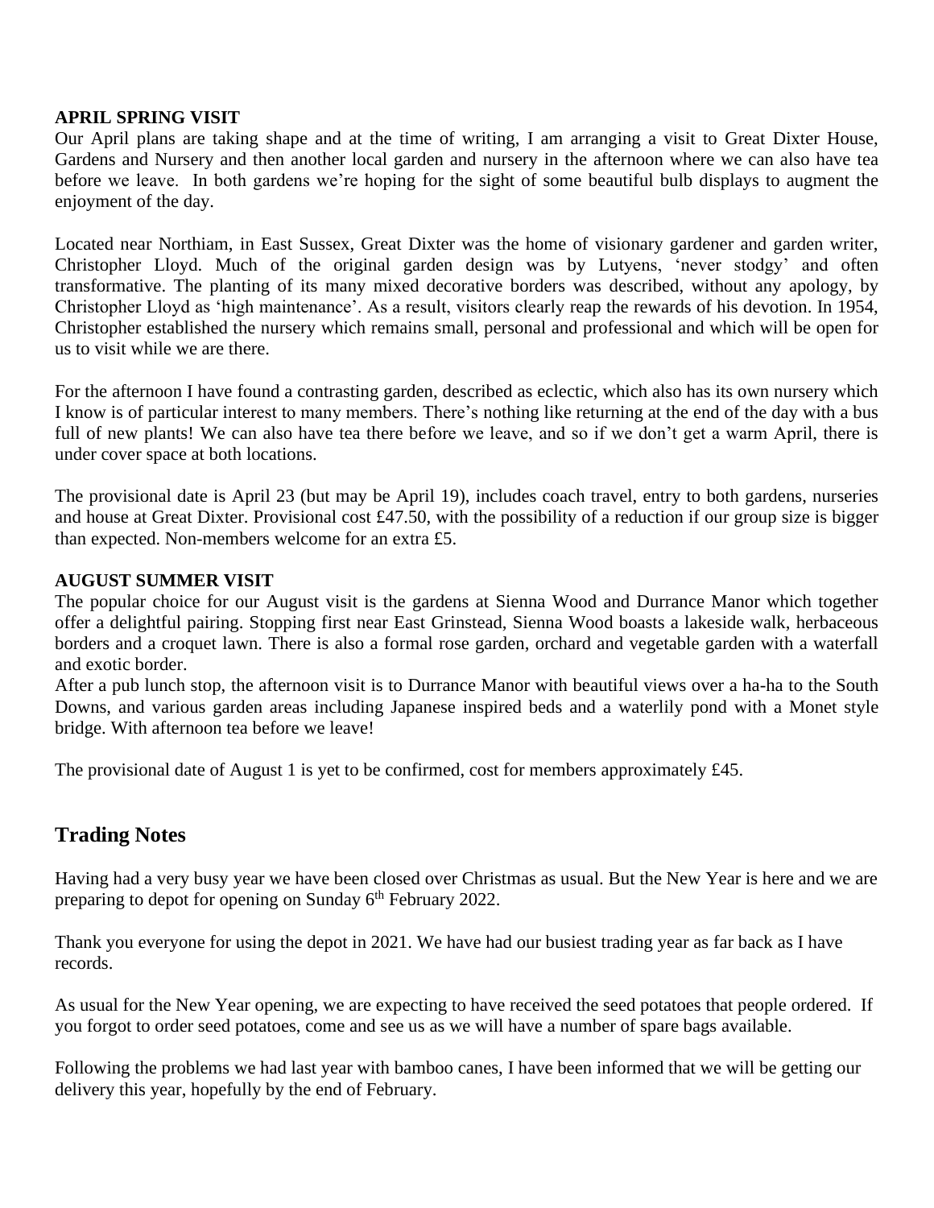**APRIL SPRING VISIT**

Our April plans are taking shape and at the time of writing, I am arranging a visit to Great Dixter House, Gardens and Nursery and then another local garden and nursery in the afternoon where we can also have tea before we leave. In both gardens we're hoping for the sight of some beautiful bulb displays to augment the enjoyment of the day.

Located near Northiam, in East Sussex, Great Dixter was the home of visionary gardener and garden writer, Christopher Lloyd. Much of the original garden design was by Lutyens, 'never stodgy' and often transformative. The planting of its many mixed decorative borders was described, without any apology, by Christopher Lloyd as 'high maintenance'. As a result, visitors clearly reap the rewards of his devotion. In 1954, Christopher established the nursery which remains small, personal and professional and which will be open for us to visit while we are there.

For the afternoon I have found a contrasting garden, described as eclectic, which also has its own nursery which I know is of particular interest to many members. There's nothing like returning at the end of the day with a bus full of new plants! We can also have tea there before we leave, and so if we don't get a warm April, there is under cover space at both locations.

The provisional date is April 23 (but may be April 19), includes coach travel, entry to both gardens, nurseries and house at Great Dixter. Provisional cost £47.50, with the possibility of a reduction if our group size is bigger than expected. Non-members welcome for an extra £5.

**AUGUST SUMMER VISIT**

The popular choice for our August visit is the gardens at Sienna Wood and Durrance Manor which together offer a delightful pairing. Stopping first near East Grinstead, Sienna Wood boasts a lakeside walk, herbaceous borders and a croquet lawn. There is also a formal rose garden, orchard and vegetable garden with a waterfall and exotic border.

After a pub lunch stop, the afternoon visit is to Durrance Manor with beautiful views over a ha-ha to the South Downs, and various garden areas including Japanese inspired beds and a waterlily pond with a Monet style bridge. With afternoon tea before we leave!

The provisional date of August 1 is yet to be confirmed, cost for members approximately £45.

## Trading Notes

Having had a very busy year we have been closed over Christmas as usual. But the New Year is here and we are preparing to depot for opening on Sunday 6th February 2022.

Thank you everyone for using the depot in 2021. We have had our busiest trading year as far back as I have records.

As usual for the New Year opening, we are expecting to have received the seed potatoes that people ordered. If you forgot to order seed potatoes, come and see us as we will have a number of spare bags available.

Following the problems we had last year with bamboo canes, I have been informed that we will be getting our delivery this year, hopefully by the end of February.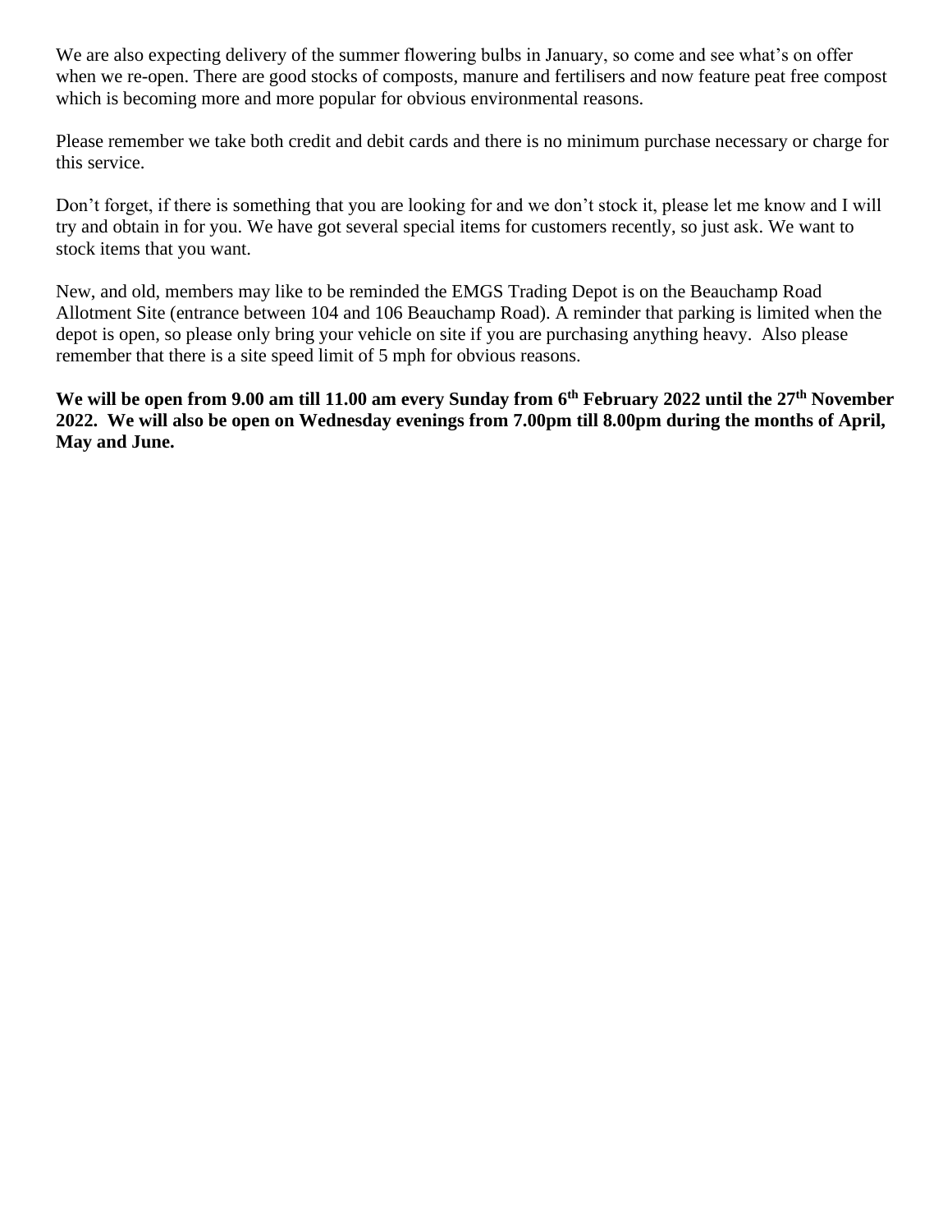We are also expecting delivery of the summer flowering bulbs in January, so come and see what's on offer when we re-open. There are good stocks of composts, manure and fertilisers and now feature peat free compost which is becoming more and more popular for obvious environmental reasons.

Please remember we take both credit and debit cards and there is no minimum purchase necessary or charge for this service.

Don't forget, if there is something that you are looking for and we don't stock it, please let me know and I will try and obtain in for you. We have got several special items for customers recently, so just ask. We want to stock items that you want.

New, and old, members may like to be reminded the EMGS Trading Depot is on the Beauchamp Road Allotment Site (entrance between 104 and 106 Beauchamp Road). A reminder that parking is limited when the depot is open, so please only bring your vehicle on site if you are purchasing anything heavy. Also please remember that there is a site speed limit of 5 mph for obvious reasons.

**We will be open from 9.00 am till 11.00 am every Sunday from 6th February 2022 until the 27th November 2022. We will also be open on Wednesday evenings from 7.00pm till 8.00pm during the months of April, May and June.**